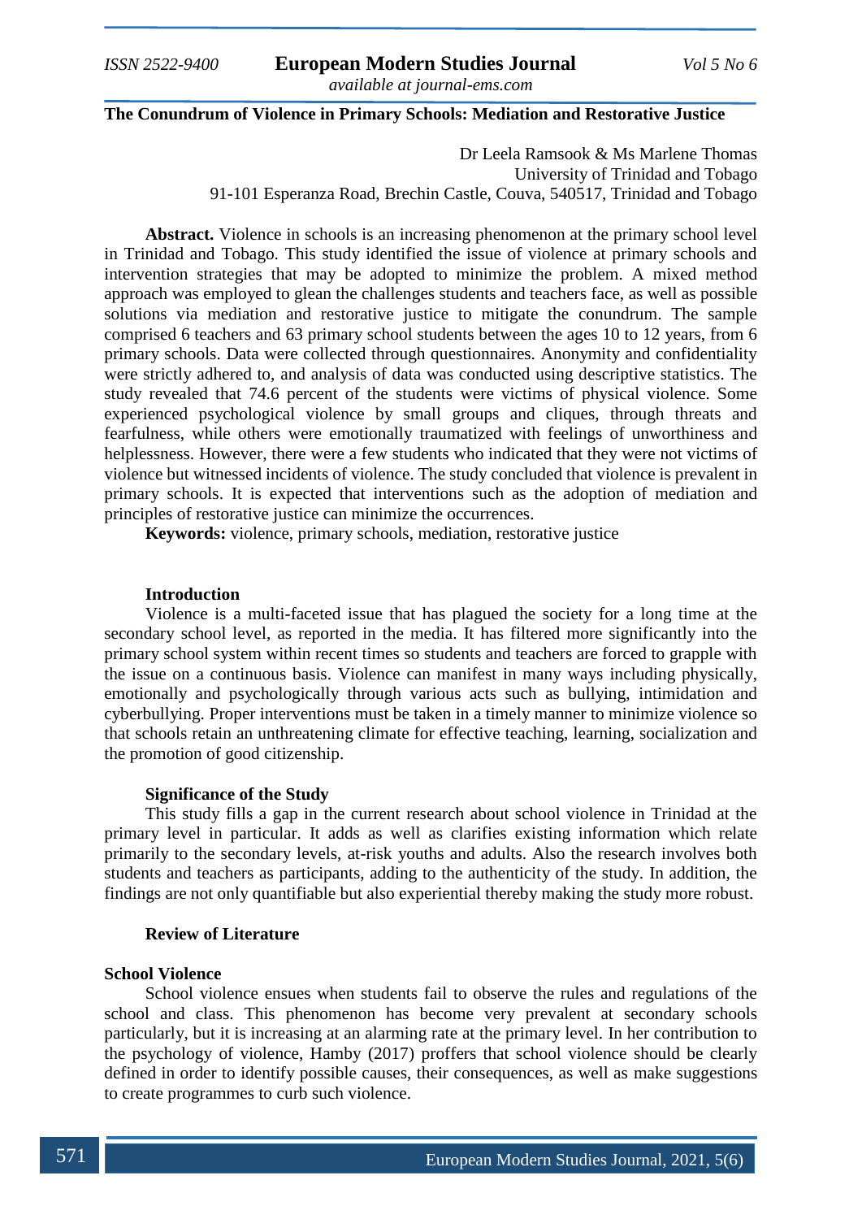# The Conundrum of Violence in Primary Schools: Mediation and Restorative Justice

Dr Leela Ramsook & Ms Marlene Thomas
University of Trinidad and Tobago
91-101 Esperanza Road, Brechin Castle, Couva, 540517, Trinidad and Tobago

**Abstract.** Violence in schools is an increasing phenomenon at the primary school level in Trinidad and Tobago. This study identified the issue of violence at primary schools and intervention strategies that may be adopted to minimize the problem. A mixed method approach was employed to glean the challenges students and teachers face, as well as possible solutions via mediation and restorative justice to mitigate the conundrum. The sample comprised 6 teachers and 63 primary school students between the ages 10 to 12 years, from 6 primary schools. Data were collected through questionnaires. Anonymity and confidentiality were strictly adhered to, and analysis of data was conducted using descriptive statistics. The study revealed that 74.6 percent of the students were victims of physical violence. Some experienced psychological violence by small groups and cliques, through threats and fearfulness, while others were emotionally traumatized with feelings of unworthiness and helplessness. However, there were a few students who indicated that they were not victims of violence but witnessed incidents of violence. The study concluded that violence is prevalent in primary schools. It is expected that interventions such as the adoption of mediation and principles of restorative justice can minimize the occurrences.

**Keywords:** violence, primary schools, mediation, restorative justice

## Introduction

Violence is a multi-faceted issue that has plagued the society for a long time at the secondary school level, as reported in the media. It has filtered more significantly into the primary school system within recent times so students and teachers are forced to grapple with the issue on a continuous basis. Violence can manifest in many ways including physically, emotionally and psychologically through various acts such as bullying, intimidation and cyberbullying. Proper interventions must be taken in a timely manner to minimize violence so that schools retain an unthreatening climate for effective teaching, learning, socialization and the promotion of good citizenship.

## Significance of the Study

This study fills a gap in the current research about school violence in Trinidad at the primary level in particular. It adds as well as clarifies existing information which relate primarily to the secondary levels, at-risk youths and adults. Also the research involves both students and teachers as participants, adding to the authenticity of the study. In addition, the findings are not only quantifiable but also experiential thereby making the study more robust.

## Review of Literature

### School Violence

School violence ensues when students fail to observe the rules and regulations of the school and class. This phenomenon has become very prevalent at secondary schools particularly, but it is increasing at an alarming rate at the primary level. In her contribution to the psychology of violence, Hamby (2017) proffers that school violence should be clearly defined in order to identify possible causes, their consequences, as well as make suggestions to create programmes to curb such violence.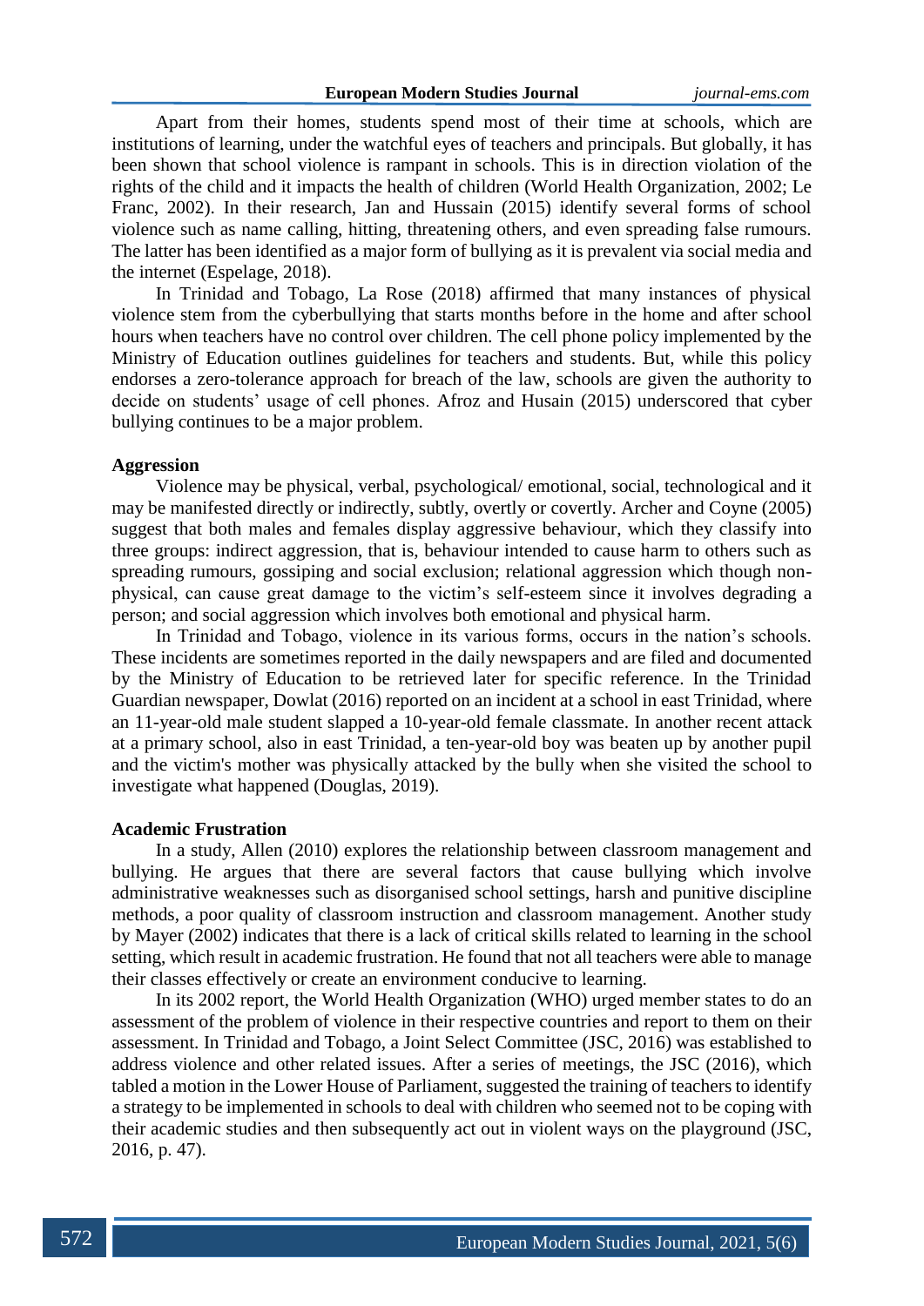Apart from their homes, students spend most of their time at schools, which are institutions of learning, under the watchful eyes of teachers and principals. But globally, it has been shown that school violence is rampant in schools. This is in direction violation of the rights of the child and it impacts the health of children (World Health Organization, 2002; Le Franc, 2002). In their research, Jan and Hussain (2015) identify several forms of school violence such as name calling, hitting, threatening others, and even spreading false rumours. The latter has been identified as a major form of bullying as it is prevalent via social media and the internet (Espelage, 2018).

In Trinidad and Tobago, La Rose (2018) affirmed that many instances of physical violence stem from the cyberbullying that starts months before in the home and after school hours when teachers have no control over children. The cell phone policy implemented by the Ministry of Education outlines guidelines for teachers and students. But, while this policy endorses a zero-tolerance approach for breach of the law, schools are given the authority to decide on students' usage of cell phones. Afroz and Husain (2015) underscored that cyber bullying continues to be a major problem.

**Aggression**

Violence may be physical, verbal, psychological/ emotional, social, technological and it may be manifested directly or indirectly, subtly, overtly or covertly. Archer and Coyne (2005) suggest that both males and females display aggressive behaviour, which they classify into three groups: indirect aggression, that is, behaviour intended to cause harm to others such as spreading rumours, gossiping and social exclusion; relational aggression which though non-physical, can cause great damage to the victim's self-esteem since it involves degrading a person; and social aggression which involves both emotional and physical harm.

In Trinidad and Tobago, violence in its various forms, occurs in the nation's schools. These incidents are sometimes reported in the daily newspapers and are filed and documented by the Ministry of Education to be retrieved later for specific reference. In the Trinidad Guardian newspaper, Dowlat (2016) reported on an incident at a school in east Trinidad, where an 11-year-old male student slapped a 10-year-old female classmate. In another recent attack at a primary school, also in east Trinidad, a ten-year-old boy was beaten up by another pupil and the victim's mother was physically attacked by the bully when she visited the school to investigate what happened (Douglas, 2019).

**Academic Frustration**

In a study, Allen (2010) explores the relationship between classroom management and bullying. He argues that there are several factors that cause bullying which involve administrative weaknesses such as disorganised school settings, harsh and punitive discipline methods, a poor quality of classroom instruction and classroom management. Another study by Mayer (2002) indicates that there is a lack of critical skills related to learning in the school setting, which result in academic frustration. He found that not all teachers were able to manage their classes effectively or create an environment conducive to learning.

In its 2002 report, the World Health Organization (WHO) urged member states to do an assessment of the problem of violence in their respective countries and report to them on their assessment. In Trinidad and Tobago, a Joint Select Committee (JSC, 2016) was established to address violence and other related issues. After a series of meetings, the JSC (2016), which tabled a motion in the Lower House of Parliament, suggested the training of teachers to identify a strategy to be implemented in schools to deal with children who seemed not to be coping with their academic studies and then subsequently act out in violent ways on the playground (JSC, 2016, p. 47).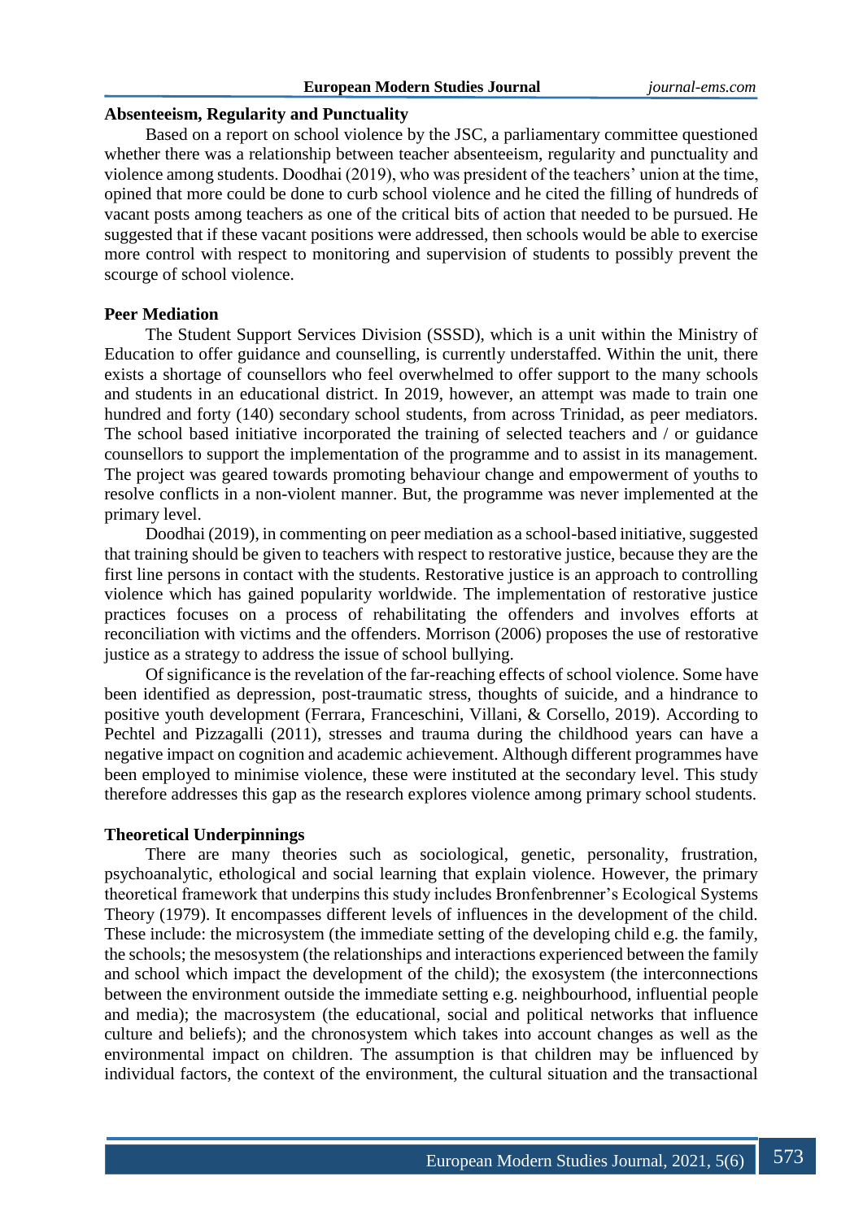### Absenteeism, Regularity and Punctuality

Based on a report on school violence by the JSC, a parliamentary committee questioned whether there was a relationship between teacher absenteeism, regularity and punctuality and violence among students. Doodhai (2019), who was president of the teachers' union at the time, opined that more could be done to curb school violence and he cited the filling of hundreds of vacant posts among teachers as one of the critical bits of action that needed to be pursued. He suggested that if these vacant positions were addressed, then schools would be able to exercise more control with respect to monitoring and supervision of students to possibly prevent the scourge of school violence.

### Peer Mediation

The Student Support Services Division (SSSD), which is a unit within the Ministry of Education to offer guidance and counselling, is currently understaffed. Within the unit, there exists a shortage of counsellors who feel overwhelmed to offer support to the many schools and students in an educational district. In 2019, however, an attempt was made to train one hundred and forty (140) secondary school students, from across Trinidad, as peer mediators. The school based initiative incorporated the training of selected teachers and / or guidance counsellors to support the implementation of the programme and to assist in its management. The project was geared towards promoting behaviour change and empowerment of youths to resolve conflicts in a non-violent manner. But, the programme was never implemented at the primary level.

Doodhai (2019), in commenting on peer mediation as a school-based initiative, suggested that training should be given to teachers with respect to restorative justice, because they are the first line persons in contact with the students. Restorative justice is an approach to controlling violence which has gained popularity worldwide. The implementation of restorative justice practices focuses on a process of rehabilitating the offenders and involves efforts at reconciliation with victims and the offenders. Morrison (2006) proposes the use of restorative justice as a strategy to address the issue of school bullying.

Of significance is the revelation of the far-reaching effects of school violence. Some have been identified as depression, post-traumatic stress, thoughts of suicide, and a hindrance to positive youth development (Ferrara, Franceschini, Villani, & Corsello, 2019). According to Pechtel and Pizzagalli (2011), stresses and trauma during the childhood years can have a negative impact on cognition and academic achievement. Although different programmes have been employed to minimise violence, these were instituted at the secondary level. This study therefore addresses this gap as the research explores violence among primary school students.

### Theoretical Underpinnings

There are many theories such as sociological, genetic, personality, frustration, psychoanalytic, ethological and social learning that explain violence. However, the primary theoretical framework that underpins this study includes Bronfenbrenner's Ecological Systems Theory (1979). It encompasses different levels of influences in the development of the child. These include: the microsystem (the immediate setting of the developing child e.g. the family, the schools; the mesosystem (the relationships and interactions experienced between the family and school which impact the development of the child); the exosystem (the interconnections between the environment outside the immediate setting e.g. neighbourhood, influential people and media); the macrosystem (the educational, social and political networks that influence culture and beliefs); and the chronosystem which takes into account changes as well as the environmental impact on children. The assumption is that children may be influenced by individual factors, the context of the environment, the cultural situation and the transactional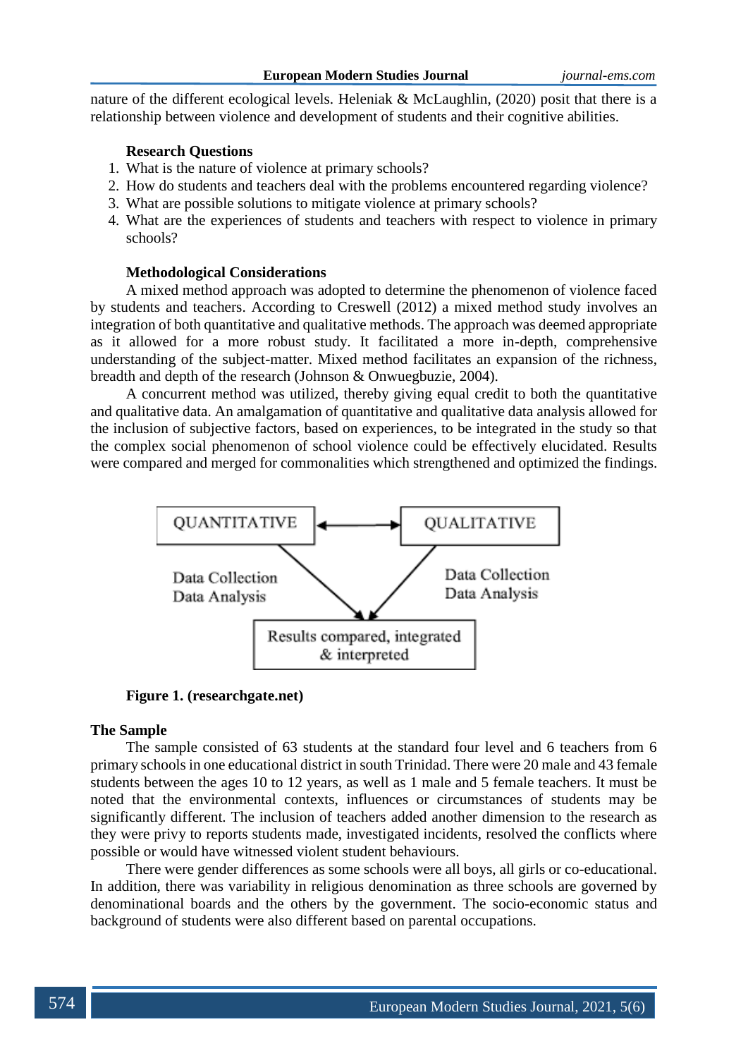nature of the different ecological levels. Heleniak & McLaughlin, (2020) posit that there is a relationship between violence and development of students and their cognitive abilities.

**Research Questions**

1. What is the nature of violence at primary schools?
2. How do students and teachers deal with the problems encountered regarding violence?
3. What are possible solutions to mitigate violence at primary schools?
4. What are the experiences of students and teachers with respect to violence in primary schools?

**Methodological Considerations**

A mixed method approach was adopted to determine the phenomenon of violence faced by students and teachers. According to Creswell (2012) a mixed method study involves an integration of both quantitative and qualitative methods. The approach was deemed appropriate as it allowed for a more robust study. It facilitated a more in-depth, comprehensive understanding of the subject-matter. Mixed method facilitates an expansion of the richness, breadth and depth of the research (Johnson & Onwuegbuzie, 2004).

A concurrent method was utilized, thereby giving equal credit to both the quantitative and qualitative data. An amalgamation of quantitative and qualitative data analysis allowed for the inclusion of subjective factors, based on experiences, to be integrated in the study so that the complex social phenomenon of school violence could be effectively elucidated. Results were compared and merged for commonalities which strengthened and optimized the findings.

QUANTITATIVE ↔ QUALITATIVE

Data Collection
Data Analysis

Data Collection
Data Analysis

Results compared, integrated & interpreted

**Figure 1. (researchgate.net)**

**The Sample**

The sample consisted of 63 students at the standard four level and 6 teachers from 6 primary schools in one educational district in south Trinidad. There were 20 male and 43 female students between the ages 10 to 12 years, as well as 1 male and 5 female teachers. It must be noted that the environmental contexts, influences or circumstances of students may be significantly different. The inclusion of teachers added another dimension to the research as they were privy to reports students made, investigated incidents, resolved the conflicts where possible or would have witnessed violent student behaviours.

There were gender differences as some schools were all boys, all girls or co-educational. In addition, there was variability in religious denomination as three schools are governed by denominational boards and the others by the government. The socio-economic status and background of students were also different based on parental occupations.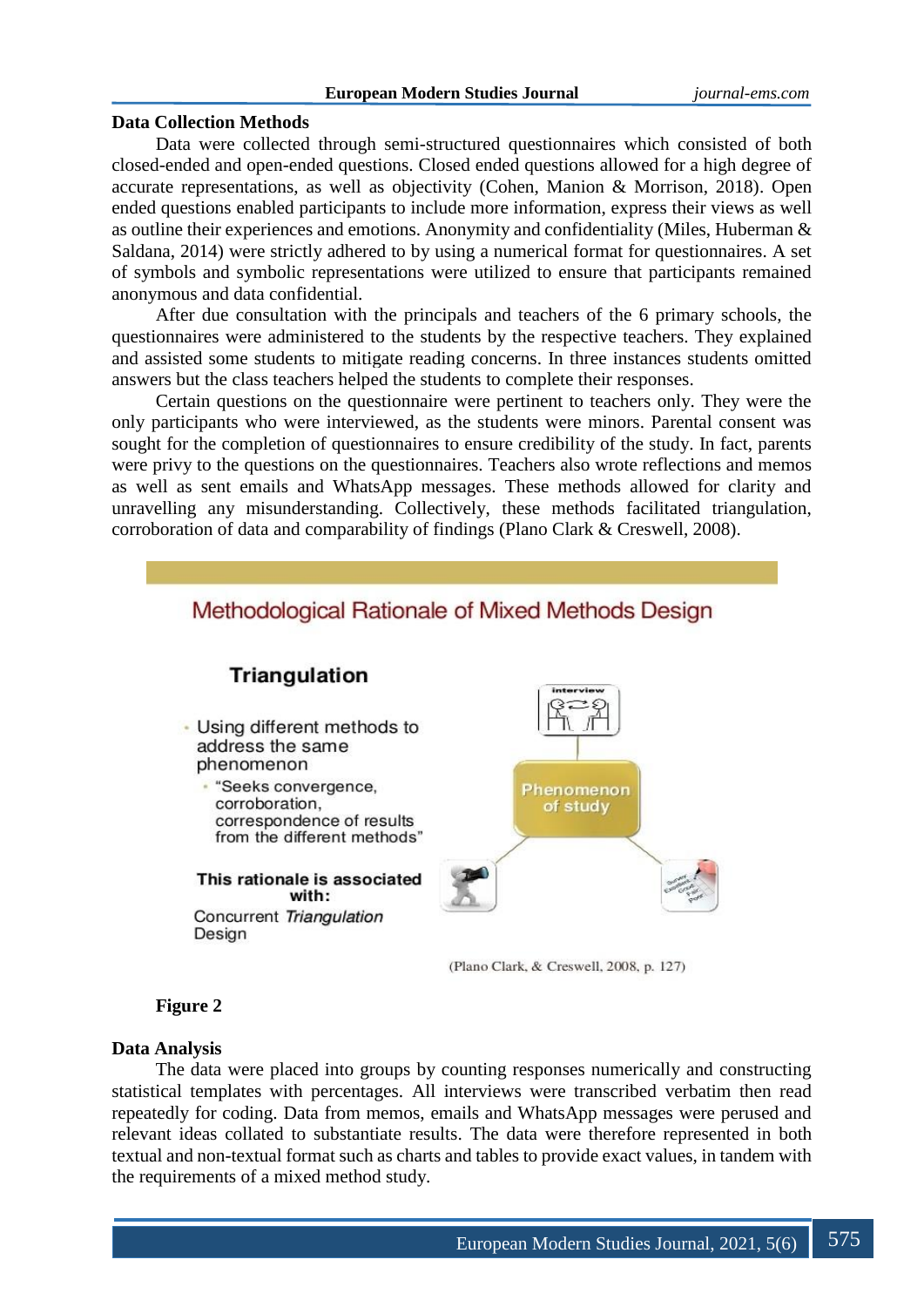## Data Collection Methods

Data were collected through semi-structured questionnaires which consisted of both closed-ended and open-ended questions. Closed ended questions allowed for a high degree of accurate representations, as well as objectivity (Cohen, Manion & Morrison, 2018). Open ended questions enabled participants to include more information, express their views as well as outline their experiences and emotions. Anonymity and confidentiality (Miles, Huberman & Saldana, 2014) were strictly adhered to by using a numerical format for questionnaires. A set of symbols and symbolic representations were utilized to ensure that participants remained anonymous and data confidential.

After due consultation with the principals and teachers of the 6 primary schools, the questionnaires were administered to the students by the respective teachers. They explained and assisted some students to mitigate reading concerns. In three instances students omitted answers but the class teachers helped the students to complete their responses.

Certain questions on the questionnaire were pertinent to teachers only. They were the only participants who were interviewed, as the students were minors. Parental consent was sought for the completion of questionnaires to ensure credibility of the study. In fact, parents were privy to the questions on the questionnaires. Teachers also wrote reflections and memos as well as sent emails and WhatsApp messages. These methods allowed for clarity and unravelling any misunderstanding. Collectively, these methods facilitated triangulation, corroboration of data and comparability of findings (Plano Clark & Creswell, 2008).

**Methodological Rationale of Mixed Methods Design**

**Triangulation**

- Using different methods to address the same phenomenon
  - "Seeks convergence, corroboration, correspondence of results from the different methods"

**This rationale is associated with:**

Concurrent *Triangulation* Design

(Plano Clark, & Creswell, 2008, p. 127)

**Figure 2**

## Data Analysis

The data were placed into groups by counting responses numerically and constructing statistical templates with percentages. All interviews were transcribed verbatim then read repeatedly for coding. Data from memos, emails and WhatsApp messages were perused and relevant ideas collated to substantiate results. The data were therefore represented in both textual and non-textual format such as charts and tables to provide exact values, in tandem with the requirements of a mixed method study.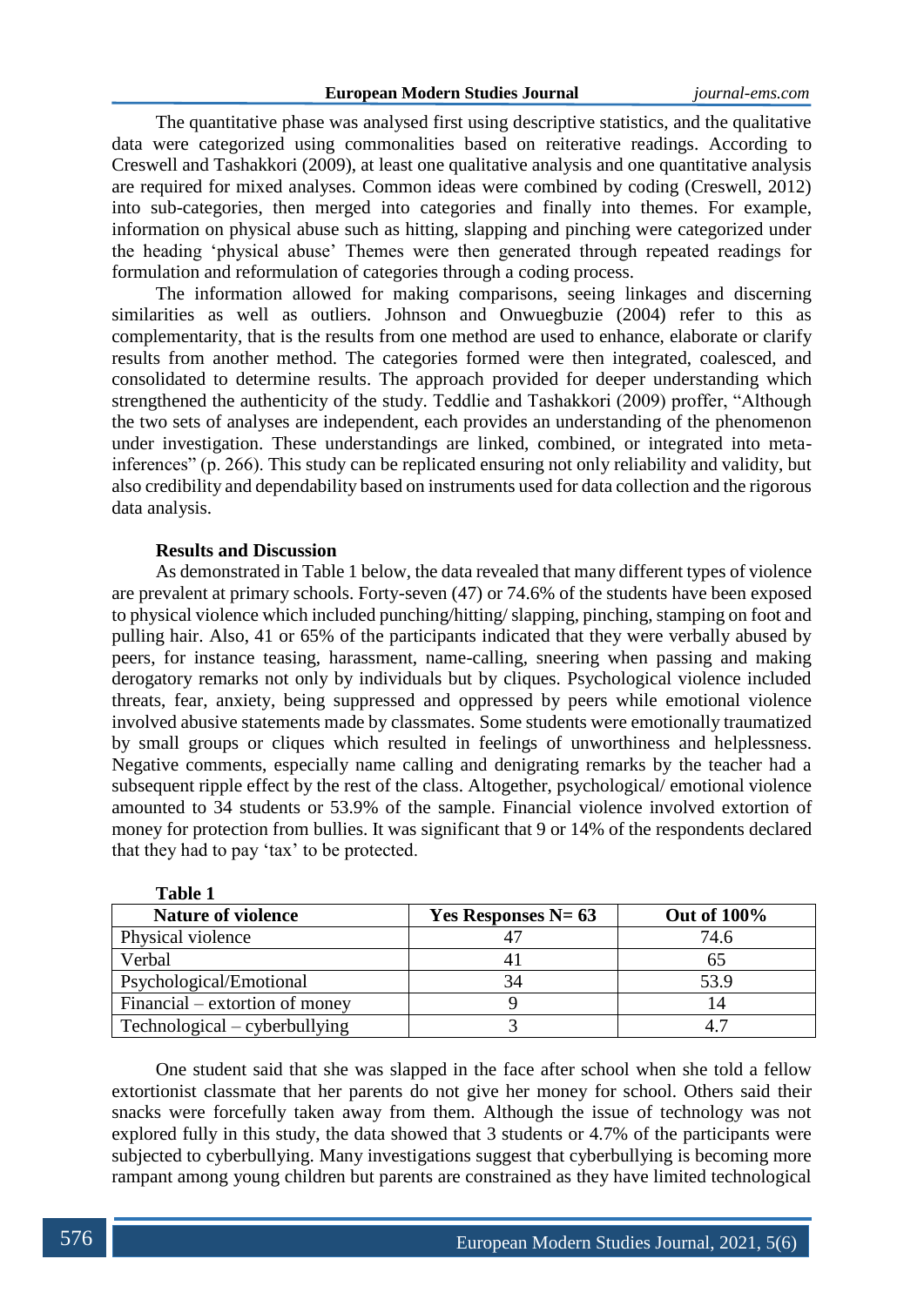The quantitative phase was analysed first using descriptive statistics, and the qualitative data were categorized using commonalities based on reiterative readings. According to Creswell and Tashakkori (2009), at least one qualitative analysis and one quantitative analysis are required for mixed analyses. Common ideas were combined by coding (Creswell, 2012) into sub-categories, then merged into categories and finally into themes. For example, information on physical abuse such as hitting, slapping and pinching were categorized under the heading 'physical abuse' Themes were then generated through repeated readings for formulation and reformulation of categories through a coding process.

The information allowed for making comparisons, seeing linkages and discerning similarities as well as outliers. Johnson and Onwuegbuzie (2004) refer to this as complementarity, that is the results from one method are used to enhance, elaborate or clarify results from another method. The categories formed were then integrated, coalesced, and consolidated to determine results. The approach provided for deeper understanding which strengthened the authenticity of the study. Teddlie and Tashakkori (2009) proffer, "Although the two sets of analyses are independent, each provides an understanding of the phenomenon under investigation. These understandings are linked, combined, or integrated into meta-inferences" (p. 266). This study can be replicated ensuring not only reliability and validity, but also credibility and dependability based on instruments used for data collection and the rigorous data analysis.

**Results and Discussion**

As demonstrated in Table 1 below, the data revealed that many different types of violence are prevalent at primary schools. Forty-seven (47) or 74.6% of the students have been exposed to physical violence which included punching/hitting/ slapping, pinching, stamping on foot and pulling hair. Also, 41 or 65% of the participants indicated that they were verbally abused by peers, for instance teasing, harassment, name-calling, sneering when passing and making derogatory remarks not only by individuals but by cliques. Psychological violence included threats, fear, anxiety, being suppressed and oppressed by peers while emotional violence involved abusive statements made by classmates. Some students were emotionally traumatized by small groups or cliques which resulted in feelings of unworthiness and helplessness. Negative comments, especially name calling and denigrating remarks by the teacher had a subsequent ripple effect by the rest of the class. Altogether, psychological/ emotional violence amounted to 34 students or 53.9% of the sample. Financial violence involved extortion of money for protection from bullies. It was significant that 9 or 14% of the respondents declared that they had to pay 'tax' to be protected.

**Table 1**

| Nature of violence | Yes Responses N= 63 | Out of 100% |
|---|---|---|
| Physical violence | 47 | 74.6 |
| Verbal | 41 | 65 |
| Psychological/Emotional | 34 | 53.9 |
| Financial – extortion of money | 9 | 14 |
| Technological – cyberbullying | 3 | 4.7 |

One student said that she was slapped in the face after school when she told a fellow extortionist classmate that her parents do not give her money for school. Others said their snacks were forcefully taken away from them. Although the issue of technology was not explored fully in this study, the data showed that 3 students or 4.7% of the participants were subjected to cyberbullying. Many investigations suggest that cyberbullying is becoming more rampant among young children but parents are constrained as they have limited technological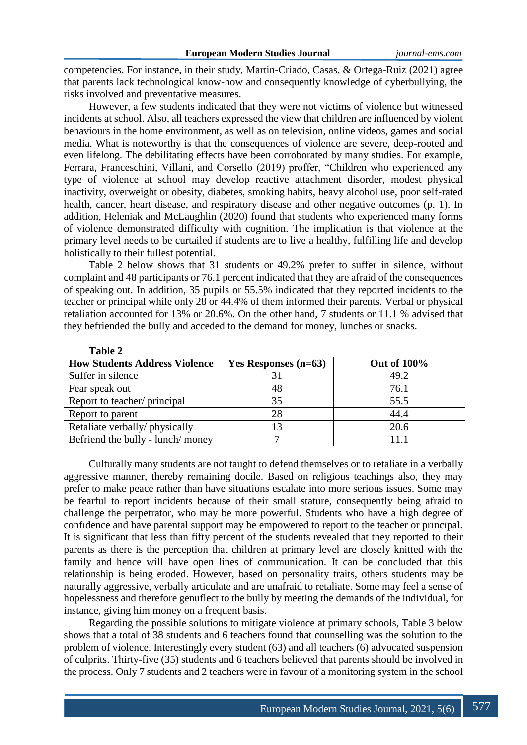competencies. For instance, in their study, Martin-Criado, Casas, & Ortega-Ruiz (2021) agree that parents lack technological know-how and consequently knowledge of cyberbullying, the risks involved and preventative measures.

However, a few students indicated that they were not victims of violence but witnessed incidents at school. Also, all teachers expressed the view that children are influenced by violent behaviours in the home environment, as well as on television, online videos, games and social media. What is noteworthy is that the consequences of violence are severe, deep-rooted and even lifelong. The debilitating effects have been corroborated by many studies. For example, Ferrara, Franceschini, Villani, and Corsello (2019) proffer, "Children who experienced any type of violence at school may develop reactive attachment disorder, modest physical inactivity, overweight or obesity, diabetes, smoking habits, heavy alcohol use, poor self-rated health, cancer, heart disease, and respiratory disease and other negative outcomes (p. 1). In addition, Heleniak and McLaughlin (2020) found that students who experienced many forms of violence demonstrated difficulty with cognition. The implication is that violence at the primary level needs to be curtailed if students are to live a healthy, fulfilling life and develop holistically to their fullest potential.

Table 2 below shows that 31 students or 49.2% prefer to suffer in silence, without complaint and 48 participants or 76.1 percent indicated that they are afraid of the consequences of speaking out. In addition, 35 pupils or 55.5% indicated that they reported incidents to the teacher or principal while only 28 or 44.4% of them informed their parents. Verbal or physical retaliation accounted for 13% or 20.6%. On the other hand, 7 students or 11.1 % advised that they befriended the bully and acceded to the demand for money, lunches or snacks.

**Table 2**

| How Students Address Violence | Yes Responses (n=63) | Out of 100% |
|---|---|---|
| Suffer in silence | 31 | 49.2 |
| Fear speak out | 48 | 76.1 |
| Report to teacher/ principal | 35 | 55.5 |
| Report to parent | 28 | 44.4 |
| Retaliate verbally/ physically | 13 | 20.6 |
| Befriend the bully - lunch/ money | 7 | 11.1 |

Culturally many students are not taught to defend themselves or to retaliate in a verbally aggressive manner, thereby remaining docile. Based on religious teachings also, they may prefer to make peace rather than have situations escalate into more serious issues. Some may be fearful to report incidents because of their small stature, consequently being afraid to challenge the perpetrator, who may be more powerful. Students who have a high degree of confidence and have parental support may be empowered to report to the teacher or principal. It is significant that less than fifty percent of the students revealed that they reported to their parents as there is the perception that children at primary level are closely knitted with the family and hence will have open lines of communication. It can be concluded that this relationship is being eroded. However, based on personality traits, others students may be naturally aggressive, verbally articulate and are unafraid to retaliate. Some may feel a sense of hopelessness and therefore genuflect to the bully by meeting the demands of the individual, for instance, giving him money on a frequent basis.

Regarding the possible solutions to mitigate violence at primary schools, Table 3 below shows that a total of 38 students and 6 teachers found that counselling was the solution to the problem of violence. Interestingly every student (63) and all teachers (6) advocated suspension of culprits. Thirty-five (35) students and 6 teachers believed that parents should be involved in the process. Only 7 students and 2 teachers were in favour of a monitoring system in the school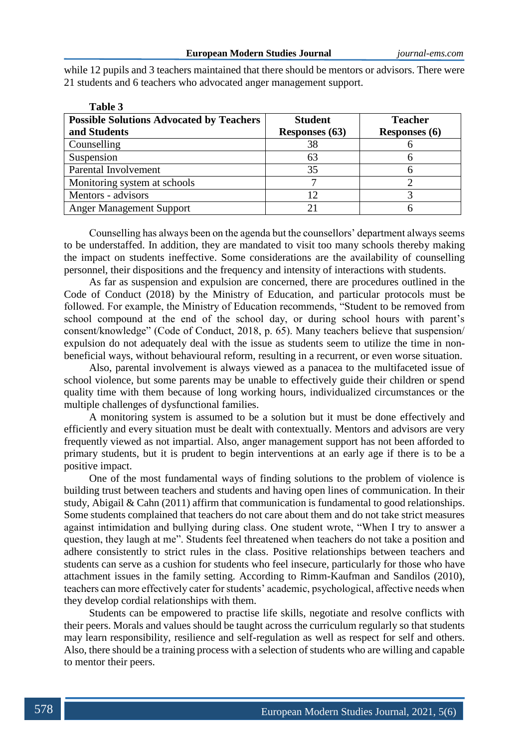while 12 pupils and 3 teachers maintained that there should be mentors or advisors. There were 21 students and 6 teachers who advocated anger management support.

**Table 3**

| Possible Solutions Advocated by Teachers and Students | Student Responses (63) | Teacher Responses (6) |
|---|---|---|
| Counselling | 38 | 6 |
| Suspension | 63 | 6 |
| Parental Involvement | 35 | 6 |
| Monitoring system at schools | 7 | 2 |
| Mentors - advisors | 12 | 3 |
| Anger Management Support | 21 | 6 |

Counselling has always been on the agenda but the counsellors' department always seems to be understaffed. In addition, they are mandated to visit too many schools thereby making the impact on students ineffective. Some considerations are the availability of counselling personnel, their dispositions and the frequency and intensity of interactions with students.

As far as suspension and expulsion are concerned, there are procedures outlined in the Code of Conduct (2018) by the Ministry of Education, and particular protocols must be followed. For example, the Ministry of Education recommends, "Student to be removed from school compound at the end of the school day, or during school hours with parent's consent/knowledge" (Code of Conduct, 2018, p. 65). Many teachers believe that suspension/ expulsion do not adequately deal with the issue as students seem to utilize the time in non-beneficial ways, without behavioural reform, resulting in a recurrent, or even worse situation.

Also, parental involvement is always viewed as a panacea to the multifaceted issue of school violence, but some parents may be unable to effectively guide their children or spend quality time with them because of long working hours, individualized circumstances or the multiple challenges of dysfunctional families.

A monitoring system is assumed to be a solution but it must be done effectively and efficiently and every situation must be dealt with contextually. Mentors and advisors are very frequently viewed as not impartial. Also, anger management support has not been afforded to primary students, but it is prudent to begin interventions at an early age if there is to be a positive impact.

One of the most fundamental ways of finding solutions to the problem of violence is building trust between teachers and students and having open lines of communication. In their study, Abigail & Cahn (2011) affirm that communication is fundamental to good relationships. Some students complained that teachers do not care about them and do not take strict measures against intimidation and bullying during class. One student wrote, "When I try to answer a question, they laugh at me". Students feel threatened when teachers do not take a position and adhere consistently to strict rules in the class. Positive relationships between teachers and students can serve as a cushion for students who feel insecure, particularly for those who have attachment issues in the family setting. According to Rimm-Kaufman and Sandilos (2010), teachers can more effectively cater for students' academic, psychological, affective needs when they develop cordial relationships with them.

Students can be empowered to practise life skills, negotiate and resolve conflicts with their peers. Morals and values should be taught across the curriculum regularly so that students may learn responsibility, resilience and self-regulation as well as respect for self and others. Also, there should be a training process with a selection of students who are willing and capable to mentor their peers.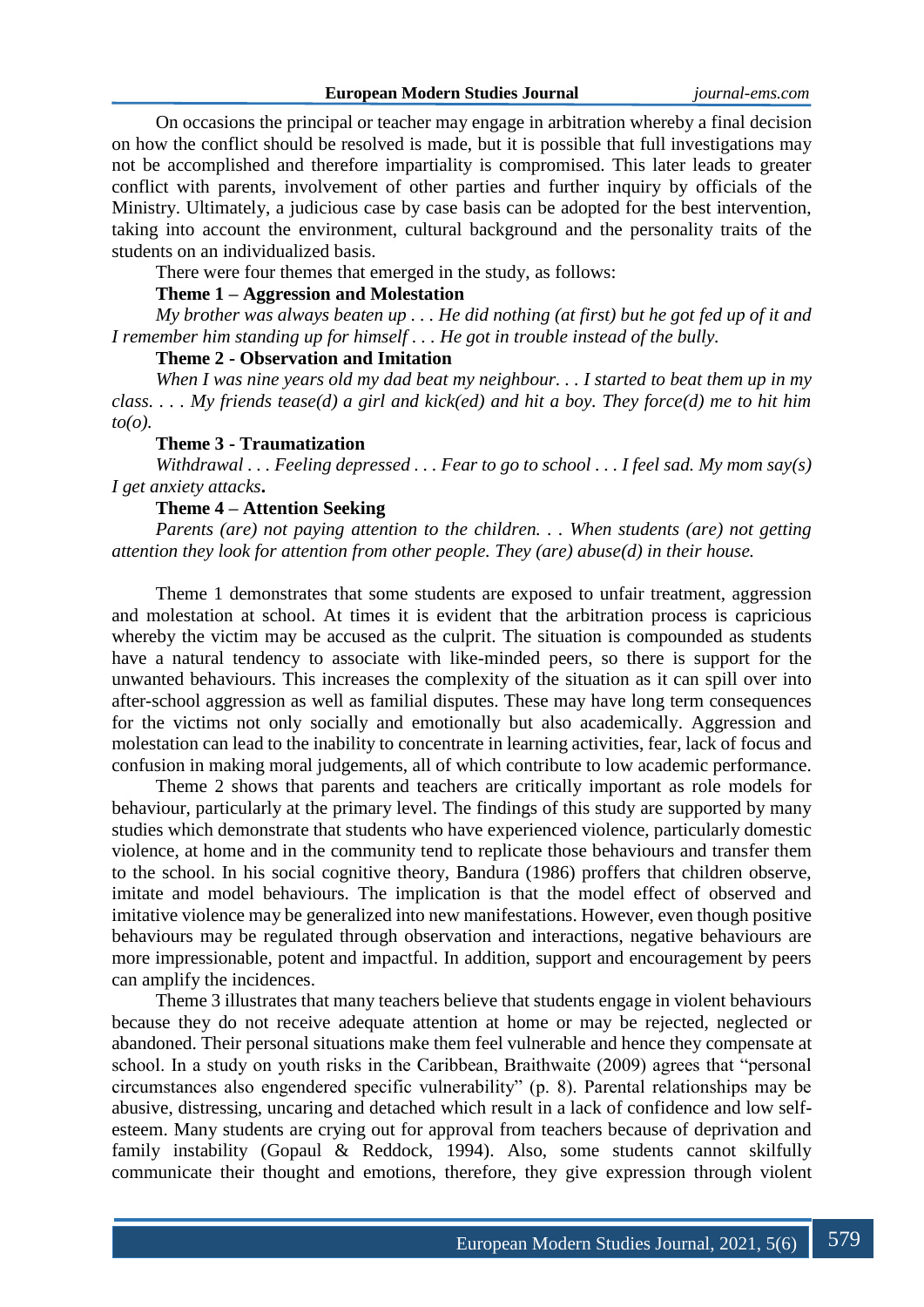On occasions the principal or teacher may engage in arbitration whereby a final decision on how the conflict should be resolved is made, but it is possible that full investigations may not be accomplished and therefore impartiality is compromised. This later leads to greater conflict with parents, involvement of other parties and further inquiry by officials of the Ministry. Ultimately, a judicious case by case basis can be adopted for the best intervention, taking into account the environment, cultural background and the personality traits of the students on an individualized basis.

There were four themes that emerged in the study, as follows:

**Theme 1 – Aggression and Molestation**

*My brother was always beaten up . . . He did nothing (at first) but he got fed up of it and I remember him standing up for himself . . . He got in trouble instead of the bully.*

**Theme 2 - Observation and Imitation**

*When I was nine years old my dad beat my neighbour. . . I started to beat them up in my class. . . . My friends tease(d) a girl and kick(ed) and hit a boy. They force(d) me to hit him to(o).*

**Theme 3 - Traumatization**

*Withdrawal . . . Feeling depressed . . . Fear to go to school . . . I feel sad. My mom say(s) I get anxiety attacks***.**

**Theme 4 – Attention Seeking**

*Parents (are) not paying attention to the children. . . When students (are) not getting attention they look for attention from other people. They (are) abuse(d) in their house.*

Theme 1 demonstrates that some students are exposed to unfair treatment, aggression and molestation at school. At times it is evident that the arbitration process is capricious whereby the victim may be accused as the culprit. The situation is compounded as students have a natural tendency to associate with like-minded peers, so there is support for the unwanted behaviours. This increases the complexity of the situation as it can spill over into after-school aggression as well as familial disputes. These may have long term consequences for the victims not only socially and emotionally but also academically. Aggression and molestation can lead to the inability to concentrate in learning activities, fear, lack of focus and confusion in making moral judgements, all of which contribute to low academic performance.

Theme 2 shows that parents and teachers are critically important as role models for behaviour, particularly at the primary level. The findings of this study are supported by many studies which demonstrate that students who have experienced violence, particularly domestic violence, at home and in the community tend to replicate those behaviours and transfer them to the school. In his social cognitive theory, Bandura (1986) proffers that children observe, imitate and model behaviours. The implication is that the model effect of observed and imitative violence may be generalized into new manifestations. However, even though positive behaviours may be regulated through observation and interactions, negative behaviours are more impressionable, potent and impactful. In addition, support and encouragement by peers can amplify the incidences.

Theme 3 illustrates that many teachers believe that students engage in violent behaviours because they do not receive adequate attention at home or may be rejected, neglected or abandoned. Their personal situations make them feel vulnerable and hence they compensate at school. In a study on youth risks in the Caribbean, Braithwaite (2009) agrees that "personal circumstances also engendered specific vulnerability" (p. 8). Parental relationships may be abusive, distressing, uncaring and detached which result in a lack of confidence and low self-esteem. Many students are crying out for approval from teachers because of deprivation and family instability (Gopaul & Reddock, 1994). Also, some students cannot skilfully communicate their thought and emotions, therefore, they give expression through violent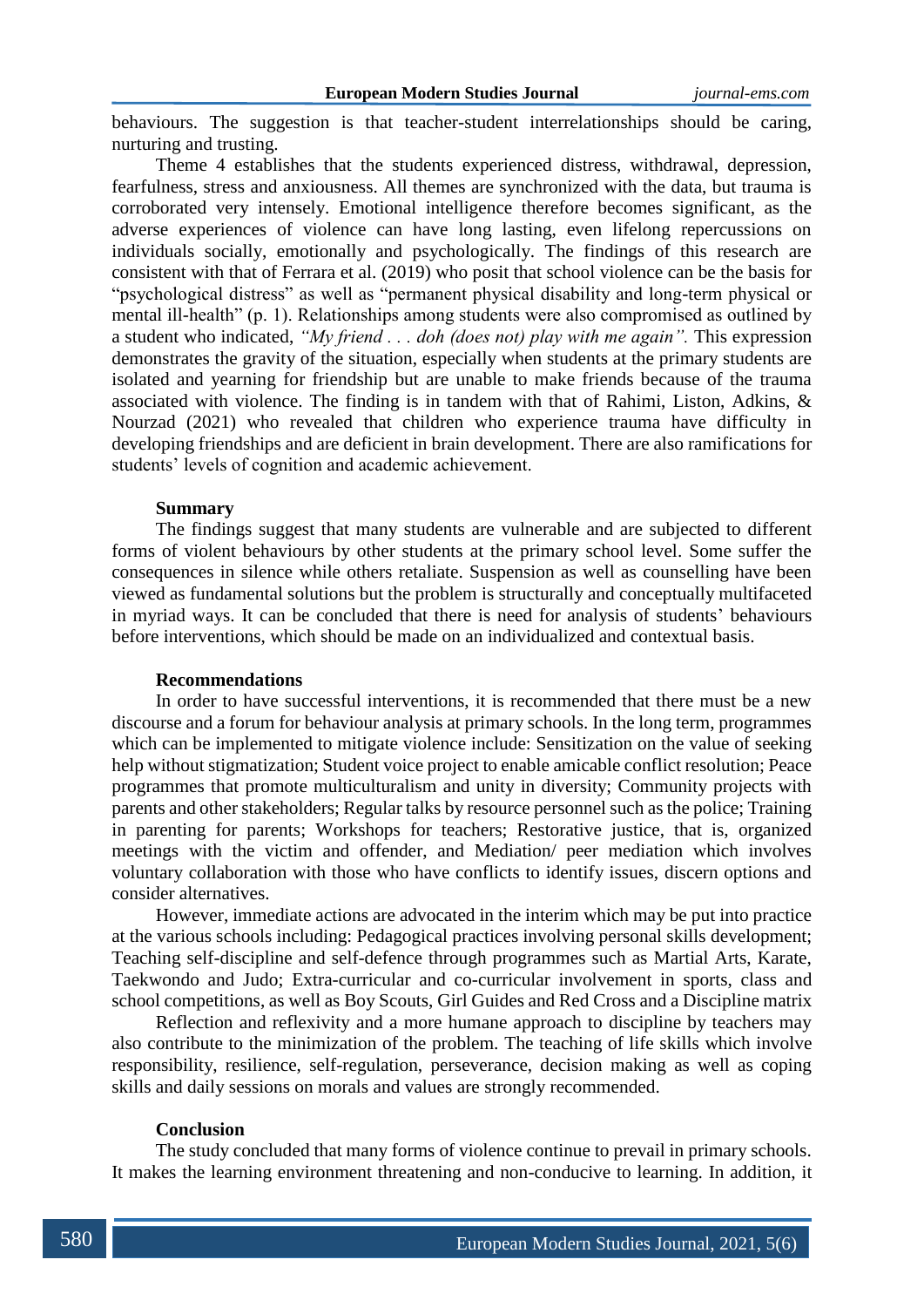behaviours. The suggestion is that teacher-student interrelationships should be caring, nurturing and trusting.

Theme 4 establishes that the students experienced distress, withdrawal, depression, fearfulness, stress and anxiousness. All themes are synchronized with the data, but trauma is corroborated very intensely. Emotional intelligence therefore becomes significant, as the adverse experiences of violence can have long lasting, even lifelong repercussions on individuals socially, emotionally and psychologically. The findings of this research are consistent with that of Ferrara et al. (2019) who posit that school violence can be the basis for "psychological distress" as well as "permanent physical disability and long-term physical or mental ill-health" (p. 1). Relationships among students were also compromised as outlined by a student who indicated, *"My friend . . . doh (does not) play with me again".* This expression demonstrates the gravity of the situation, especially when students at the primary students are isolated and yearning for friendship but are unable to make friends because of the trauma associated with violence. The finding is in tandem with that of Rahimi, Liston, Adkins, & Nourzad (2021) who revealed that children who experience trauma have difficulty in developing friendships and are deficient in brain development. There are also ramifications for students' levels of cognition and academic achievement.

## Summary

The findings suggest that many students are vulnerable and are subjected to different forms of violent behaviours by other students at the primary school level. Some suffer the consequences in silence while others retaliate. Suspension as well as counselling have been viewed as fundamental solutions but the problem is structurally and conceptually multifaceted in myriad ways. It can be concluded that there is need for analysis of students' behaviours before interventions, which should be made on an individualized and contextual basis.

## Recommendations

In order to have successful interventions, it is recommended that there must be a new discourse and a forum for behaviour analysis at primary schools. In the long term, programmes which can be implemented to mitigate violence include: Sensitization on the value of seeking help without stigmatization; Student voice project to enable amicable conflict resolution; Peace programmes that promote multiculturalism and unity in diversity; Community projects with parents and other stakeholders; Regular talks by resource personnel such as the police; Training in parenting for parents; Workshops for teachers; Restorative justice, that is, organized meetings with the victim and offender, and Mediation/ peer mediation which involves voluntary collaboration with those who have conflicts to identify issues, discern options and consider alternatives.

However, immediate actions are advocated in the interim which may be put into practice at the various schools including: Pedagogical practices involving personal skills development; Teaching self-discipline and self-defence through programmes such as Martial Arts, Karate, Taekwondo and Judo; Extra-curricular and co-curricular involvement in sports, class and school competitions, as well as Boy Scouts, Girl Guides and Red Cross and a Discipline matrix

Reflection and reflexivity and a more humane approach to discipline by teachers may also contribute to the minimization of the problem. The teaching of life skills which involve responsibility, resilience, self-regulation, perseverance, decision making as well as coping skills and daily sessions on morals and values are strongly recommended.

## Conclusion

The study concluded that many forms of violence continue to prevail in primary schools. It makes the learning environment threatening and non-conducive to learning. In addition, it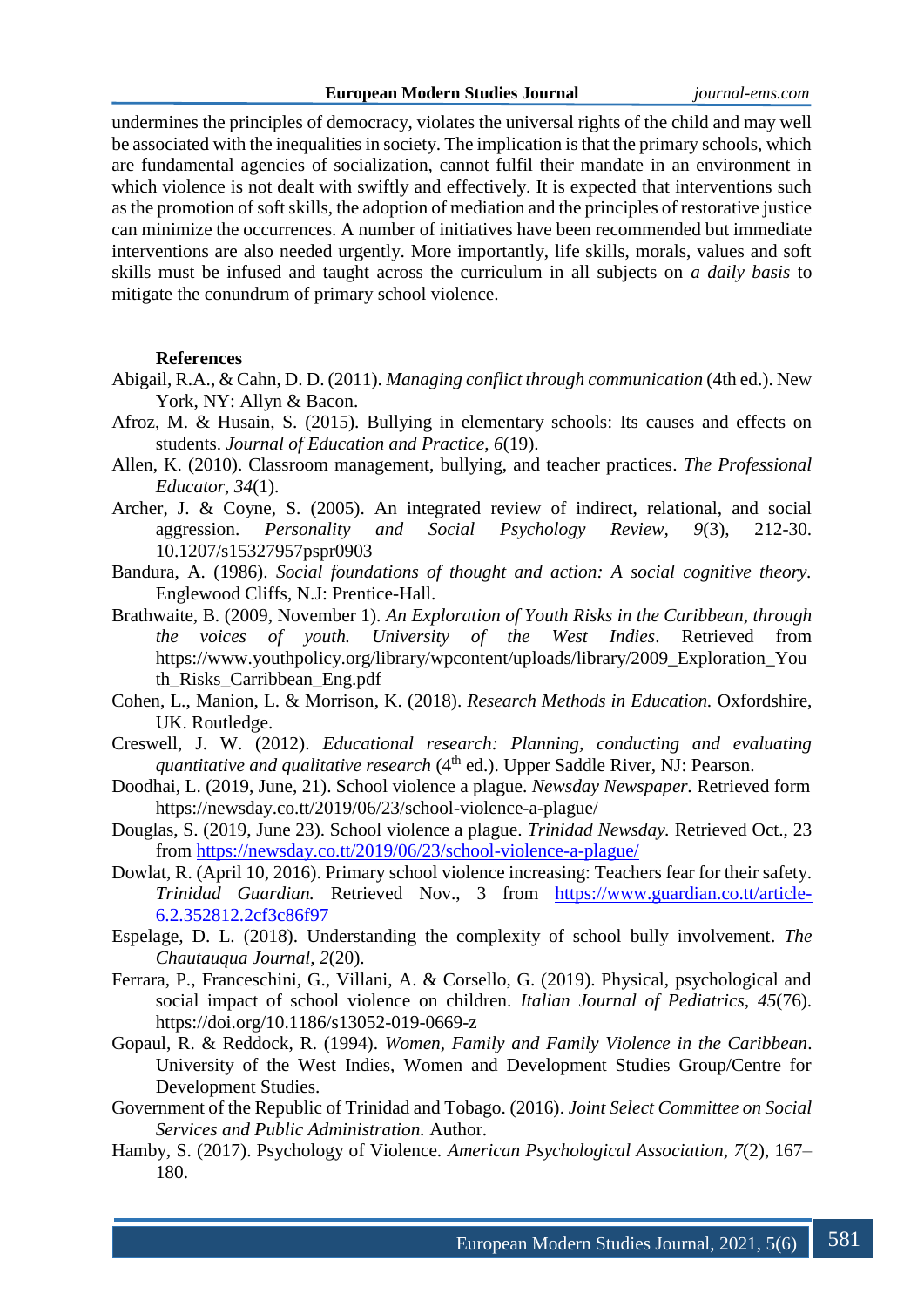undermines the principles of democracy, violates the universal rights of the child and may well be associated with the inequalities in society. The implication is that the primary schools, which are fundamental agencies of socialization, cannot fulfil their mandate in an environment in which violence is not dealt with swiftly and effectively. It is expected that interventions such as the promotion of soft skills, the adoption of mediation and the principles of restorative justice can minimize the occurrences. A number of initiatives have been recommended but immediate interventions are also needed urgently. More importantly, life skills, morals, values and soft skills must be infused and taught across the curriculum in all subjects on *a daily basis* to mitigate the conundrum of primary school violence.

## References

Abigail, R.A., & Cahn, D. D. (2011). *Managing conflict through communication* (4th ed.). New York, NY: Allyn & Bacon.

Afroz, M. & Husain, S. (2015). Bullying in elementary schools: Its causes and effects on students. *Journal of Education and Practice, 6*(19).

Allen, K. (2010). Classroom management, bullying, and teacher practices. *The Professional Educator, 34*(1).

Archer, J. & Coyne, S. (2005). An integrated review of indirect, relational, and social aggression. *Personality and Social Psychology Review, 9*(3), 212-30. 10.1207/s15327957pspr0903

Bandura, A. (1986). *Social foundations of thought and action: A social cognitive theory.* Englewood Cliffs, N.J: Prentice-Hall.

Brathwaite, B. (2009, November 1). *An Exploration of Youth Risks in the Caribbean, through the voices of youth. University of the West Indies*. Retrieved from https://www.youthpolicy.org/library/wpcontent/uploads/library/2009_Exploration_Youth_Risks_Carribbean_Eng.pdf

Cohen, L., Manion, L. & Morrison, K. (2018). *Research Methods in Education.* Oxfordshire, UK. Routledge.

Creswell, J. W. (2012). *Educational research: Planning, conducting and evaluating quantitative and qualitative research* (4th ed.). Upper Saddle River, NJ: Pearson.

Doodhai, L. (2019, June, 21). School violence a plague. *Newsday Newspaper.* Retrieved form https://newsday.co.tt/2019/06/23/school-violence-a-plague/

Douglas, S. (2019, June 23). School violence a plague. *Trinidad Newsday.* Retrieved Oct., 23 from https://newsday.co.tt/2019/06/23/school-violence-a-plague/

Dowlat, R. (April 10, 2016). Primary school violence increasing: Teachers fear for their safety. *Trinidad Guardian.* Retrieved Nov., 3 from https://www.guardian.co.tt/article-6.2.352812.2cf3c86f97

Espelage, D. L. (2018). Understanding the complexity of school bully involvement. *The Chautauqua Journal, 2*(20).

Ferrara, P., Franceschini, G., Villani, A. & Corsello, G. (2019). Physical, psychological and social impact of school violence on children. *Italian Journal of Pediatrics, 45*(76). https://doi.org/10.1186/s13052-019-0669-z

Gopaul, R. & Reddock, R. (1994). *Women, Family and Family Violence in the Caribbean*. University of the West Indies, Women and Development Studies Group/Centre for Development Studies.

Government of the Republic of Trinidad and Tobago. (2016). *Joint Select Committee on Social Services and Public Administration.* Author.

Hamby, S. (2017). Psychology of Violence. *American Psychological Association, 7*(2), 167–180.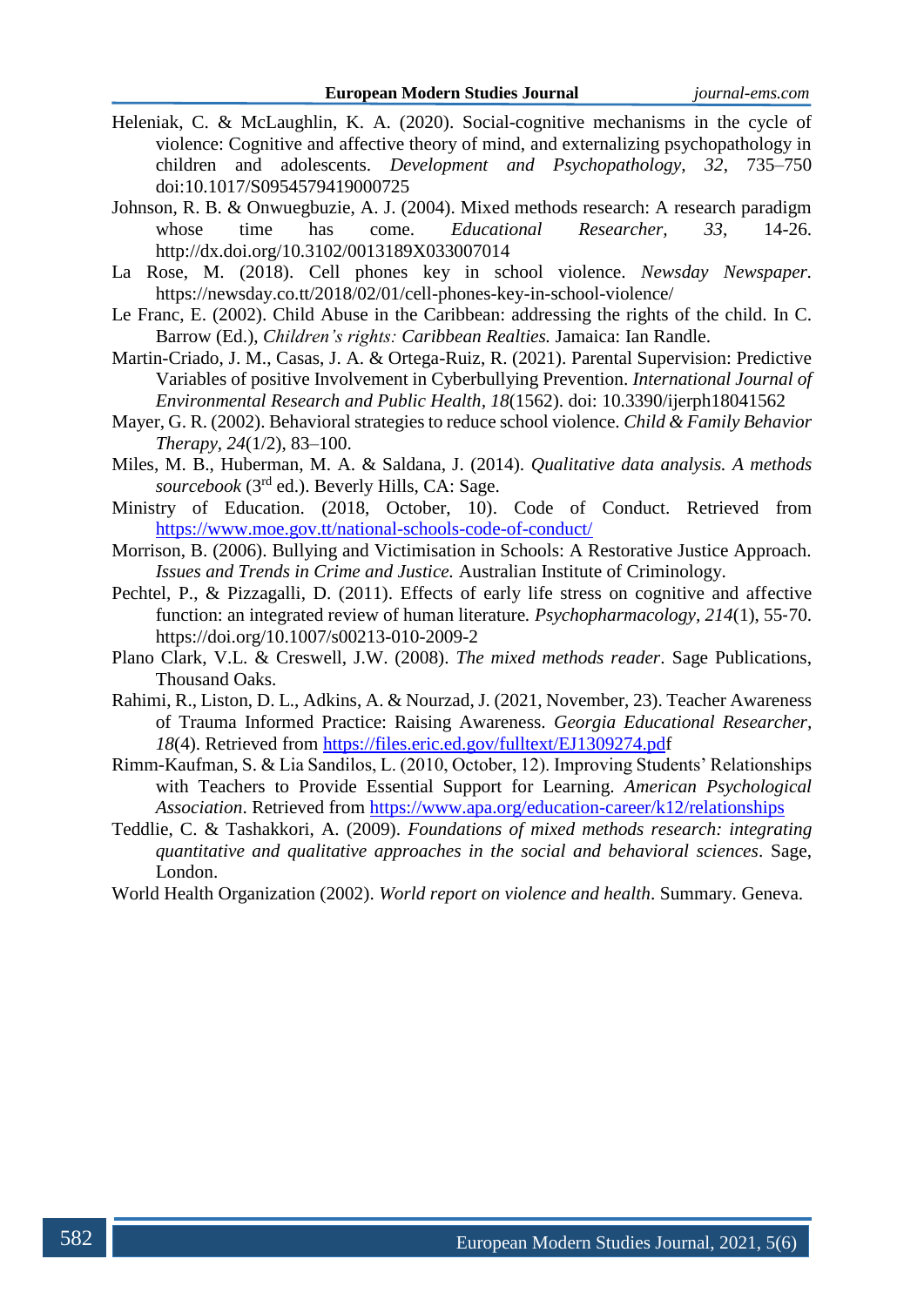Heleniak, C. & McLaughlin, K. A. (2020). Social-cognitive mechanisms in the cycle of violence: Cognitive and affective theory of mind, and externalizing psychopathology in children and adolescents. *Development and Psychopathology, 32*, 735–750 doi:10.1017/S0954579419000725

Johnson, R. B. & Onwuegbuzie, A. J. (2004). Mixed methods research: A research paradigm whose time has come. *Educational Researcher, 33*, 14-26. http://dx.doi.org/10.3102/0013189X033007014

La Rose, M. (2018). Cell phones key in school violence. *Newsday Newspaper.* https://newsday.co.tt/2018/02/01/cell-phones-key-in-school-violence/

Le Franc, E. (2002). Child Abuse in the Caribbean: addressing the rights of the child. In C. Barrow (Ed.), *Children's rights: Caribbean Realties.* Jamaica: Ian Randle.

Martin-Criado, J. M., Casas, J. A. & Ortega-Ruiz, R. (2021). Parental Supervision: Predictive Variables of positive Involvement in Cyberbullying Prevention. *International Journal of Environmental Research and Public Health, 18*(1562). doi: 10.3390/ijerph18041562

Mayer, G. R. (2002). Behavioral strategies to reduce school violence. *Child & Family Behavior Therapy, 24*(1/2), 83–100.

Miles, M. B., Huberman, M. A. & Saldana, J. (2014). *Qualitative data analysis. A methods sourcebook* (3rd ed.). Beverly Hills, CA: Sage.

Ministry of Education. (2018, October, 10). Code of Conduct. Retrieved from https://www.moe.gov.tt/national-schools-code-of-conduct/

Morrison, B. (2006). Bullying and Victimisation in Schools: A Restorative Justice Approach. *Issues and Trends in Crime and Justice.* Australian Institute of Criminology.

Pechtel, P., & Pizzagalli, D. (2011). Effects of early life stress on cognitive and affective function: an integrated review of human literature. *Psychopharmacology, 214*(1), 55-70. https://doi.org/10.1007/s00213-010-2009-2

Plano Clark, V.L. & Creswell, J.W. (2008). *The mixed methods reader*. Sage Publications, Thousand Oaks.

Rahimi, R., Liston, D. L., Adkins, A. & Nourzad, J. (2021, November, 23). Teacher Awareness of Trauma Informed Practice: Raising Awareness. *Georgia Educational Researcher, 18*(4). Retrieved from https://files.eric.ed.gov/fulltext/EJ1309274.pdf

Rimm-Kaufman, S. & Lia Sandilos, L. (2010, October, 12). Improving Students' Relationships with Teachers to Provide Essential Support for Learning. *American Psychological Association*. Retrieved from https://www.apa.org/education-career/k12/relationships

Teddlie, C. & Tashakkori, A. (2009). *Foundations of mixed methods research: integrating quantitative and qualitative approaches in the social and behavioral sciences*. Sage, London.

World Health Organization (2002). *World report on violence and health*. Summary. Geneva.